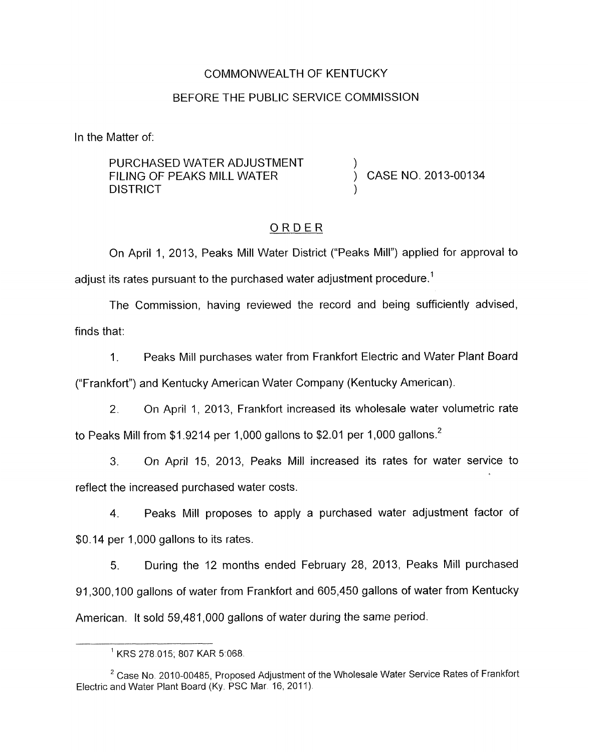COMMONWEALTH OF KENTUCKY

BEFORE THE PUBLIC SERVICE COMMISSION

In the Matter of:

PURCHASED WATER ADJUSTMENT FILING OF PEAKS MILL WATER DISTRICT ) CASE NO. 2013-00134

# ORDER

On April 1, 2013, Peaks Mill Water District ("Peaks Mill") applied for approval to adjust its rates pursuant to the purchased water adjustment procedure.[1]

The Commission, having reviewed the record and being sufficiently advised, finds that:

1. Peaks Mill purchases water from Frankfort Electric and Water Plant Board ("Frankfort") and Kentucky American Water Company (Kentucky American).

2. On April 1, 2013, Frankfort increased its wholesale water volumetric rate to Peaks Mill from $1.9214 per 1,000 gallons to $2.01 per 1,000 gallons.[2]

3. On April 15, 2013, Peaks Mill increased its rates for water service to reflect the increased purchased water costs.

4. Peaks Mill proposes to apply a purchased water adjustment factor of $0.14 per 1,000 gallons to its rates.

5. During the 12 months ended February 28, 2013, Peaks Mill purchased 91,300,100 gallons of water from Frankfort and 605,450 gallons of water from Kentucky American. It sold 59,481,000 gallons of water during the same period.

---

[1] KRS 278.015; 807 KAR 5:068.

[2] Case No. 2010-00485, Proposed Adjustment of the Wholesale Water Service Rates of Frankfort Electric and Water Plant Board (Ky. PSC Mar. 16, 2011).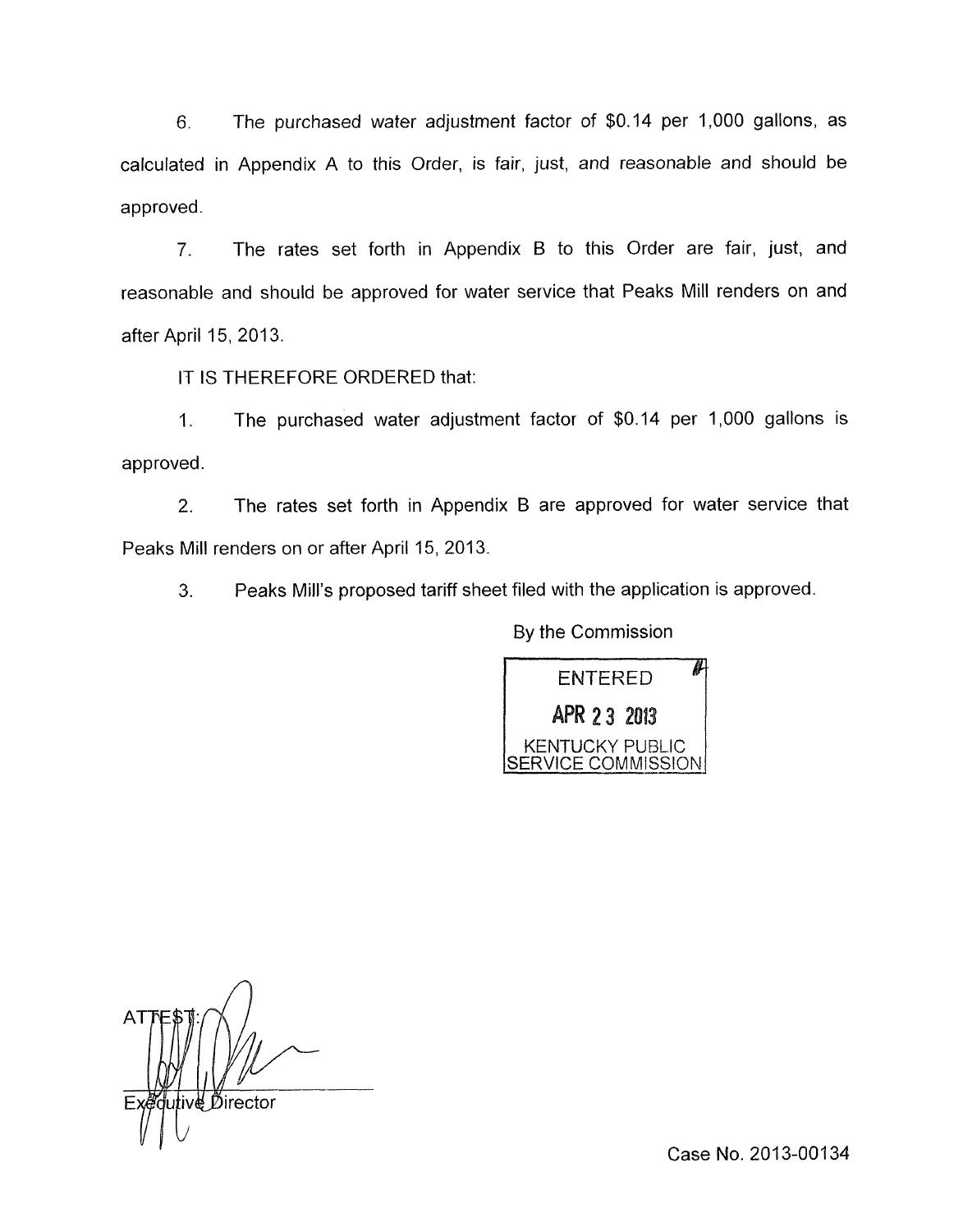6. The purchased water adjustment factor of $0.14 per 1,000 gallons, as calculated in Appendix A to this Order, is fair, just, and reasonable and should be approved.

7. The rates set forth in Appendix B to this Order are fair, just, and reasonable and should be approved for water service that Peaks Mill renders on and after April 15, 2013.

IT IS THEREFORE ORDERED that:

1. The purchased water adjustment factor of $0.14 per 1,000 gallons is approved.

2. The rates set forth in Appendix B are approved for water service that Peaks Mill renders on or after April 15, 2013.

3. Peaks Mill's proposed tariff sheet filed with the application is approved.

By the Commission

ENTERED
APR 23 2013
KENTUCKY PUBLIC
SERVICE COMMISSION

ATTEST:

Executive Director

Case No. 2013-00134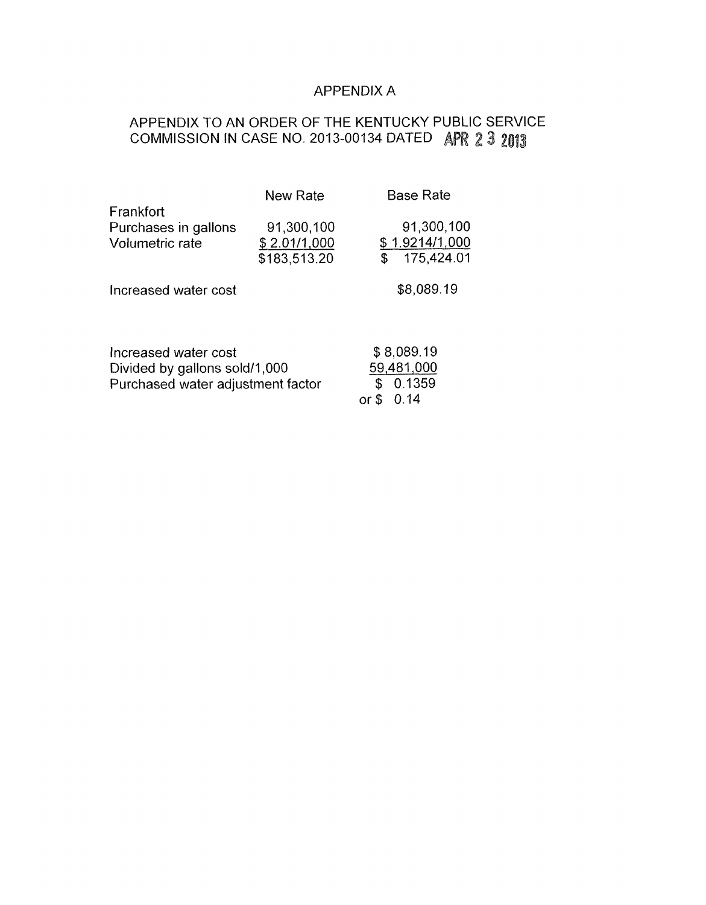# APPENDIX A

## APPENDIX TO AN ORDER OF THE KENTUCKY PUBLIC SERVICE COMMISSION IN CASE NO. 2013-00134 DATED APR 23 2013

| | New Rate | Base Rate |
|---|---|---|
| Frankfort | | |
| Purchases in gallons | 91,300,100 | 91,300,100 |
| Volumetric rate | $ 2.01/1,000 | $ 1.9214/1,000 |
| | $183,513.20 | $ 175,424.01 |
| Increased water cost | | $8,089.19 |

| | |
|---|---|
| Increased water cost | $ 8,089.19 |
| Divided by gallons sold/1,000 | 59,481,000 |
| Purchased water adjustment factor | $ 0.1359 |
| | or $ 0.14 |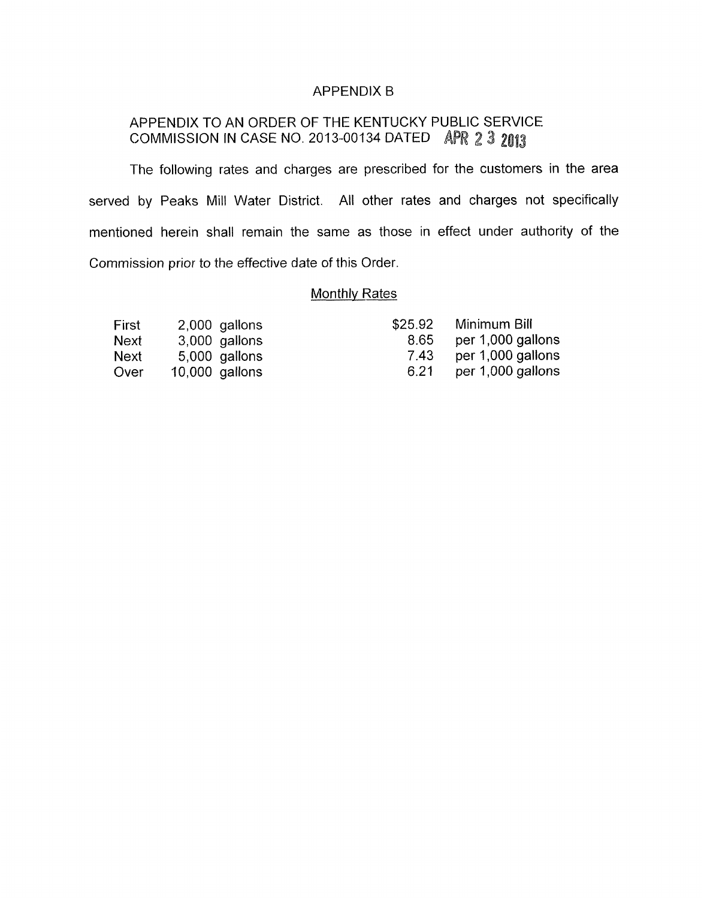# APPENDIX B

## APPENDIX TO AN ORDER OF THE KENTUCKY PUBLIC SERVICE COMMISSION IN CASE NO. 2013-00134 DATED APR 23 2013

The following rates and charges are prescribed for the customers in the area served by Peaks Mill Water District. All other rates and charges not specifically mentioned herein shall remain the same as those in effect under authority of the Commission prior to the effective date of this Order.

### Monthly Rates

| | | | |
|---|---|---|---|
| First | 2,000 gallons | $25.92 | Minimum Bill |
| Next | 3,000 gallons | 8.65 | per 1,000 gallons |
| Next | 5,000 gallons | 7.43 | per 1,000 gallons |
| Over | 10,000 gallons | 6.21 | per 1,000 gallons |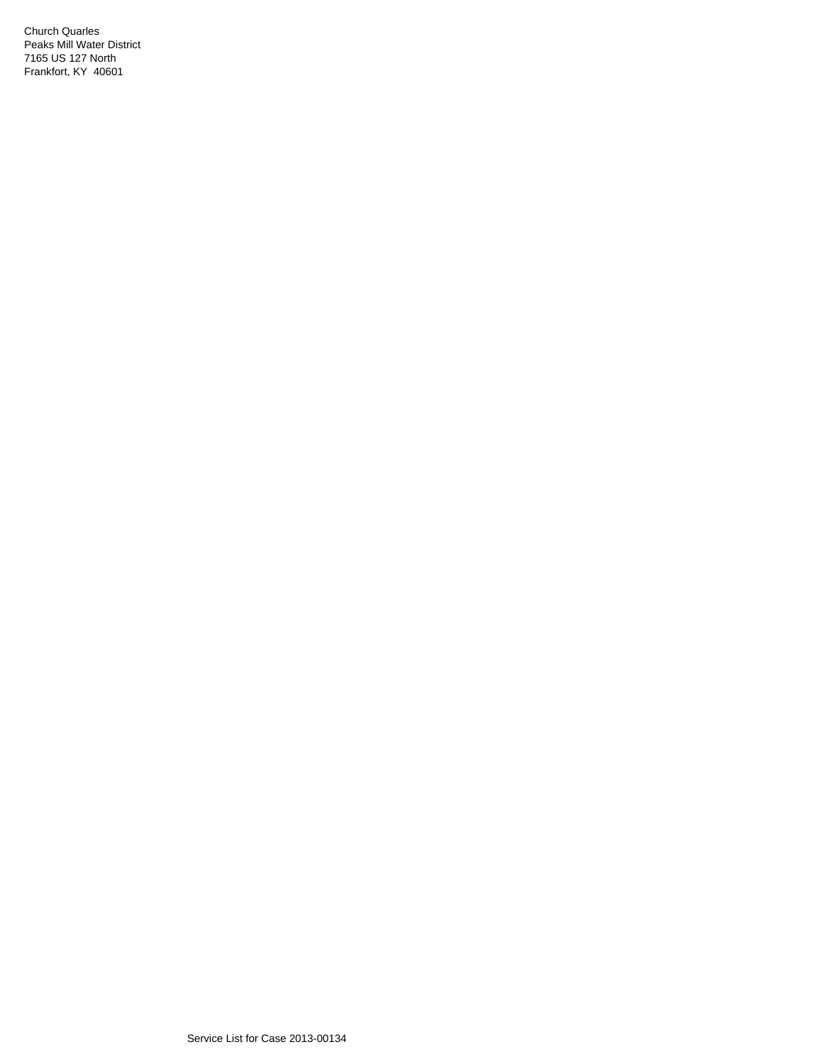Church Quarles
Peaks Mill Water District
7165 US 127 North
Frankfort, KY  40601